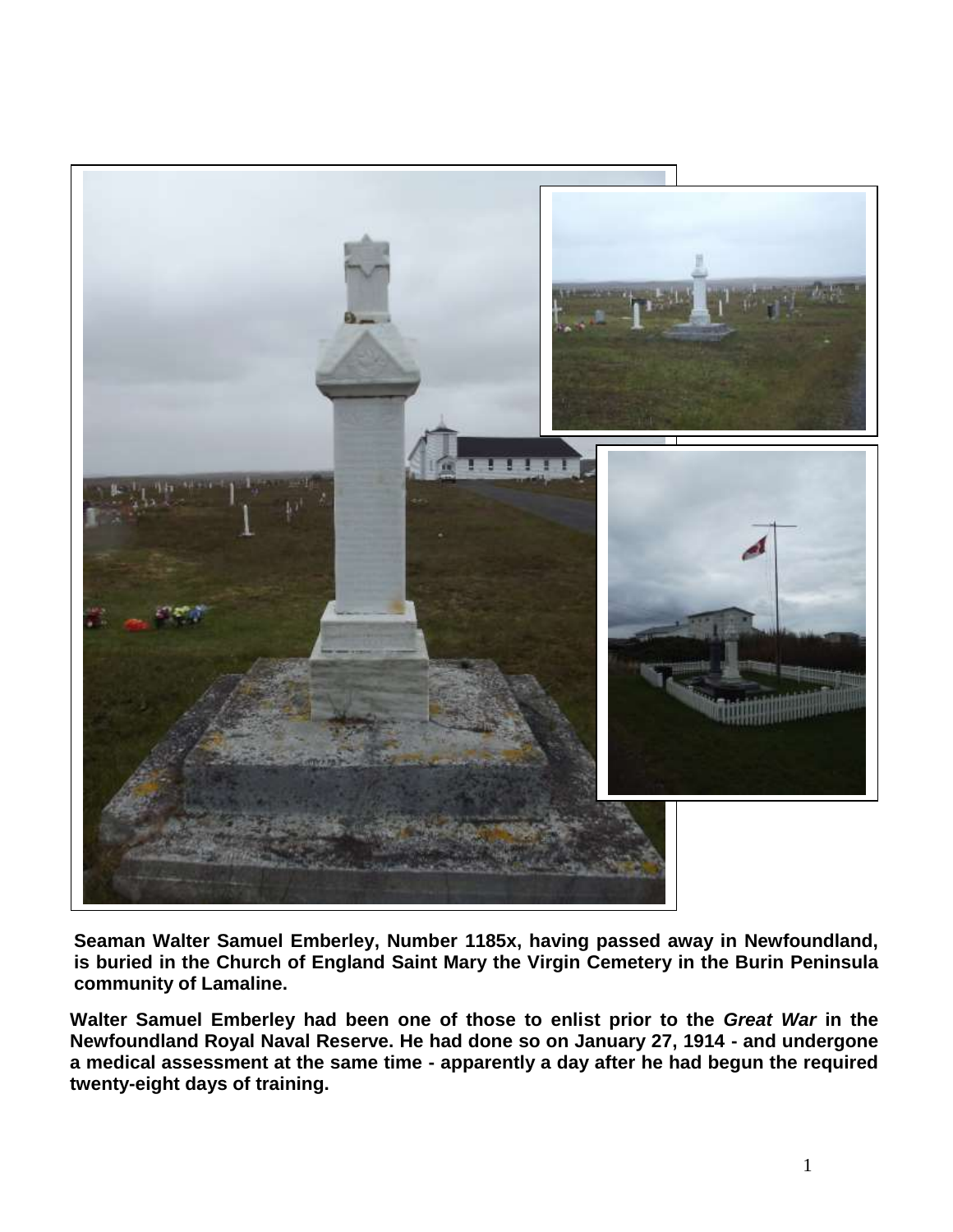**Seaman Walter Samuel Emberley, Number 1185x, having passed away in Newfoundland, is buried in the Church of England Saint Mary the Virgin Cemetery in the Burin Peninsula community of Lamaline.**

**Walter Samuel Emberley had been one of those to enlist prior to the *Great War* in the Newfoundland Royal Naval Reserve. He had done so on January 27, 1914 - and undergone a medical assessment at the same time - apparently a day after he had begun the required twenty-eight days of training.**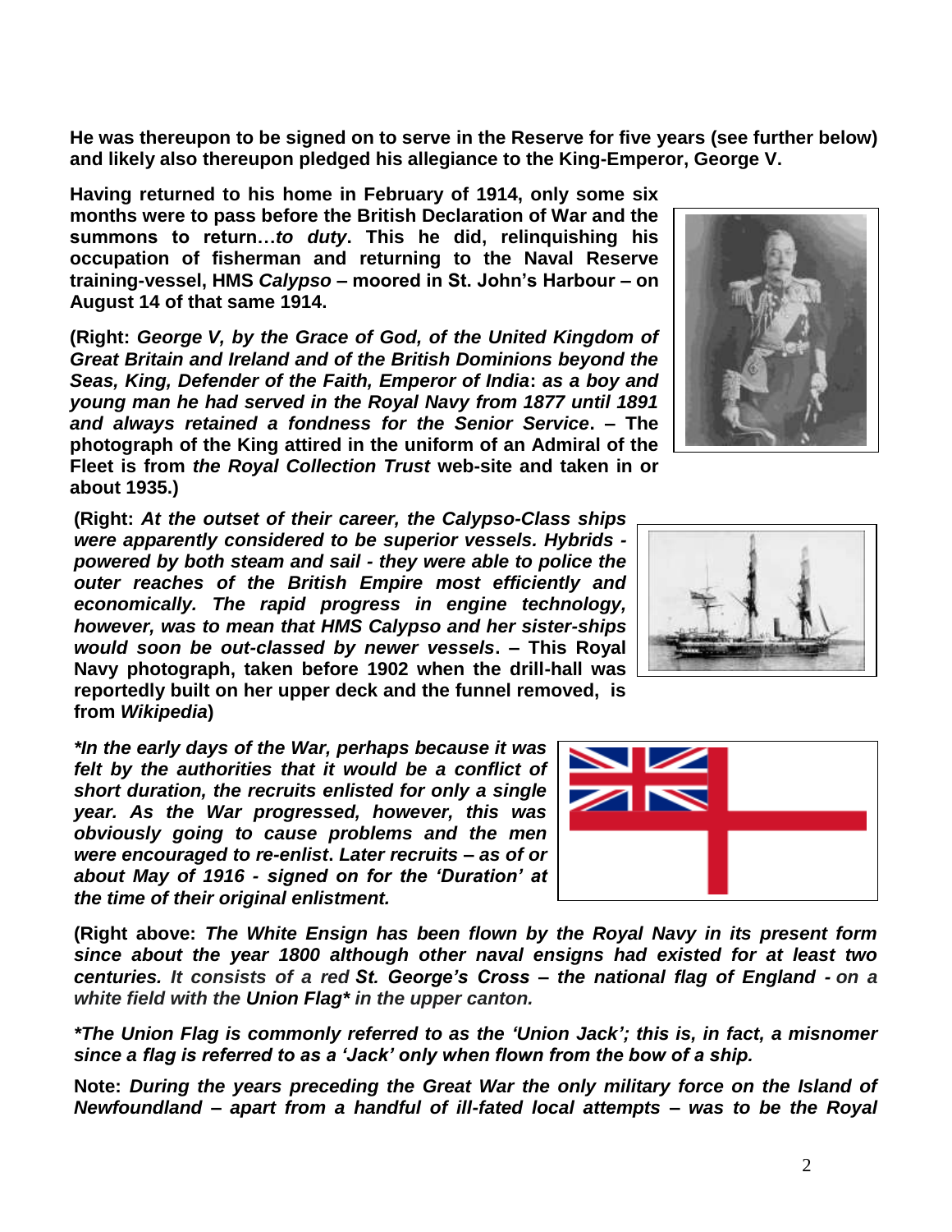**He was thereupon to be signed on to serve in the Reserve for five years (see further below) and likely also thereupon pledged his allegiance to the King-Emperor, George V.**

**Having returned to his home in February of 1914, only some six months were to pass before the British Declaration of War and the summons to return…*to duty*. This he did, relinquishing his occupation of fisherman and returning to the Naval Reserve training-vessel, HMS *Calypso* – moored in St. John's Harbour – on August 14 of that same 1914.**

**(Right: *George V, by the Grace of God, of the United Kingdom of Great Britain and Ireland and of the British Dominions beyond the Seas, King, Defender of the Faith, Emperor of India*: *as a boy and young man he had served in the Royal Navy from 1877 until 1891 and always retained a fondness for the Senior Service*. – The photograph of the King attired in the uniform of an Admiral of the Fleet is from *the Royal Collection Trust* web-site and taken in or about 1935.)**

**(Right: *At the outset of their career, the Calypso-Class ships were apparently considered to be superior vessels. Hybrids - powered by both steam and sail - they were able to police the outer reaches of the British Empire most efficiently and economically. The rapid progress in engine technology, however, was to mean that HMS Calypso and her sister-ships would soon be out-classed by newer vessels*. – This Royal Navy photograph, taken before 1902 when the drill-hall was reportedly built on her upper deck and the funnel removed, is from *Wikipedia*)**

***\*In the early days of the War, perhaps because it was felt by the authorities that it would be a conflict of short duration, the recruits enlisted for only a single year. As the War progressed, however, this was obviously going to cause problems and the men were encouraged to re-enlist. Later recruits – as of or about May of 1916 - signed on for the 'Duration' at the time of their original enlistment.***

**(Right above: *The White Ensign has been flown by the Royal Navy in its present form since about the year 1800 although other naval ensigns had existed for at least two centuries. It consists of a red St. George's Cross – the national flag of England - on a white field with the Union Flag\* in the upper canton.***

***\*The Union Flag is commonly referred to as the 'Union Jack'; this is, in fact, a misnomer since a flag is referred to as a 'Jack' only when flown from the bow of a ship.***

**Note:** ***During the years preceding the Great War the only military force on the Island of Newfoundland – apart from a handful of ill-fated local attempts – was to be the Royal***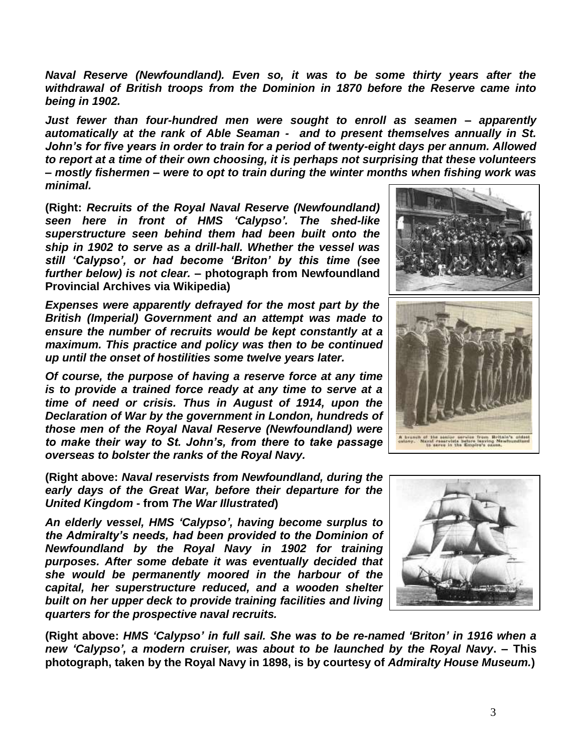*Naval Reserve (Newfoundland). Even so, it was to be some thirty years after the withdrawal of British troops from the Dominion in 1870 before the Reserve came into being in 1902.*

*Just fewer than four-hundred men were sought to enroll as seamen – apparently automatically at the rank of Able Seaman - and to present themselves annually in St. John's for five years in order to train for a period of twenty-eight days per annum. Allowed to report at a time of their own choosing, it is perhaps not surprising that these volunteers – mostly fishermen – were to opt to train during the winter months when fishing work was minimal.*

**(Right: *Recruits of the Royal Naval Reserve (Newfoundland) seen here in front of HMS 'Calypso'. The shed-like superstructure seen behind them had been built onto the ship in 1902 to serve as a drill-hall. Whether the vessel was still 'Calypso', or had become 'Briton' by this time (see further below) is not clear.* – photograph from Newfoundland Provincial Archives via Wikipedia)**

*Expenses were apparently defrayed for the most part by the British (Imperial) Government and an attempt was made to ensure the number of recruits would be kept constantly at a maximum. This practice and policy was then to be continued up until the onset of hostilities some twelve years later.*

*Of course, the purpose of having a reserve force at any time is to provide a trained force ready at any time to serve at a time of need or crisis. Thus in August of 1914, upon the Declaration of War by the government in London, hundreds of those men of the Royal Naval Reserve (Newfoundland) were to make their way to St. John's, from there to take passage overseas to bolster the ranks of the Royal Navy.*

A branch of the senior service from Britain's oldest colony. Naval reservists before leaving Newfoundland to serve in the Empire's cause.

**(Right above: *Naval reservists from Newfoundland, during the early days of the Great War, before their departure for the United Kingdom* - from *The War Illustrated*)**

*An elderly vessel, HMS 'Calypso', having become surplus to the Admiralty's needs, had been provided to the Dominion of Newfoundland by the Royal Navy in 1902 for training purposes. After some debate it was eventually decided that she would be permanently moored in the harbour of the capital, her superstructure reduced, and a wooden shelter built on her upper deck to provide training facilities and living quarters for the prospective naval recruits.*

**(Right above: *HMS 'Calypso' in full sail. She was to be re-named 'Briton' in 1916 when a new 'Calypso', a modern cruiser, was about to be launched by the Royal Navy*. – This photograph, taken by the Royal Navy in 1898, is by courtesy of *Admiralty House Museum.*)**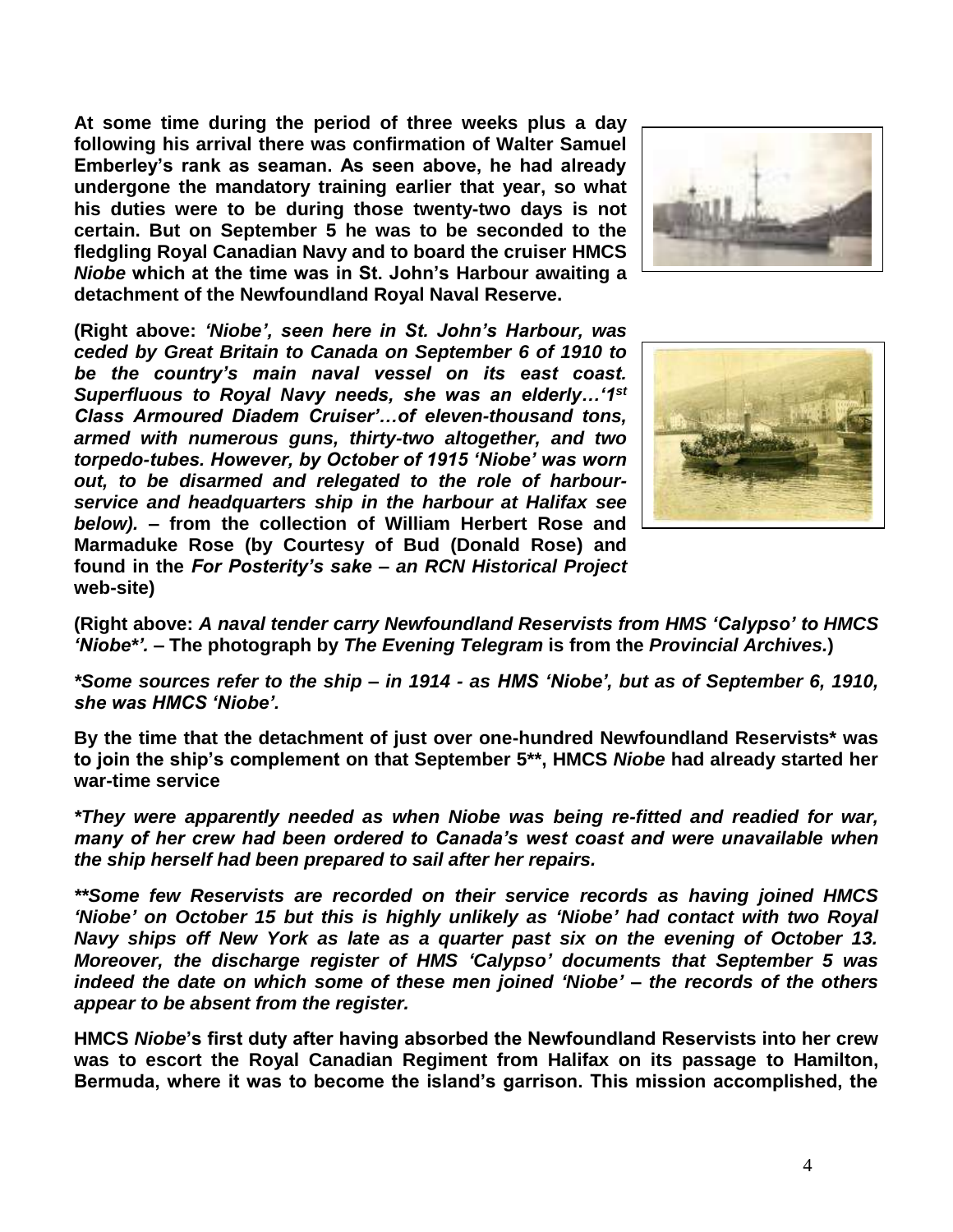**At some time during the period of three weeks plus a day following his arrival there was confirmation of Walter Samuel Emberley's rank as seaman. As seen above, he had already undergone the mandatory training earlier that year, so what his duties were to be during those twenty-two days is not certain. But on September 5 he was to be seconded to the fledgling Royal Canadian Navy and to board the cruiser HMCS *Niobe* which at the time was in St. John's Harbour awaiting a detachment of the Newfoundland Royal Naval Reserve.**

**(Right above: *'Niobe', seen here in St. John's Harbour, was ceded by Great Britain to Canada on September 6 of 1910 to be the country's main naval vessel on its east coast. Superfluous to Royal Navy needs, she was an elderly…'1st Class Armoured Diadem Cruiser'…of eleven-thousand tons, armed with numerous guns, thirty-two altogether, and two torpedo-tubes. However, by October of 1915 'Niobe' was worn out, to be disarmed and relegated to the role of harbour-service and headquarters ship in the harbour at Halifax see below).* – from the collection of William Herbert Rose and Marmaduke Rose (by Courtesy of Bud (Donald Rose) and found in the *For Posterity's sake – an RCN Historical Project* web-site)**

**(Right above: *A naval tender carry Newfoundland Reservists from HMS 'Calypso' to HMCS 'Niobe*'.* – The photograph by *The Evening Telegram* is from the *Provincial Archives.*)**

***\*Some sources refer to the ship – in 1914 - as HMS 'Niobe', but as of September 6, 1910, she was HMCS 'Niobe'.***

**By the time that the detachment of just over one-hundred Newfoundland Reservists\* was to join the ship's complement on that September 5\*\*, HMCS *Niobe* had already started her war-time service**

***\*They were apparently needed as when Niobe was being re-fitted and readied for war, many of her crew had been ordered to Canada's west coast and were unavailable when the ship herself had been prepared to sail after her repairs.***

***\*\*Some few Reservists are recorded on their service records as having joined HMCS 'Niobe' on October 15 but this is highly unlikely as 'Niobe' had contact with two Royal Navy ships off New York as late as a quarter past six on the evening of October 13. Moreover, the discharge register of HMS 'Calypso' documents that September 5 was indeed the date on which some of these men joined 'Niobe' – the records of the others appear to be absent from the register.***

**HMCS *Niobe*'s first duty after having absorbed the Newfoundland Reservists into her crew was to escort the Royal Canadian Regiment from Halifax on its passage to Hamilton, Bermuda, where it was to become the island's garrison. This mission accomplished, the**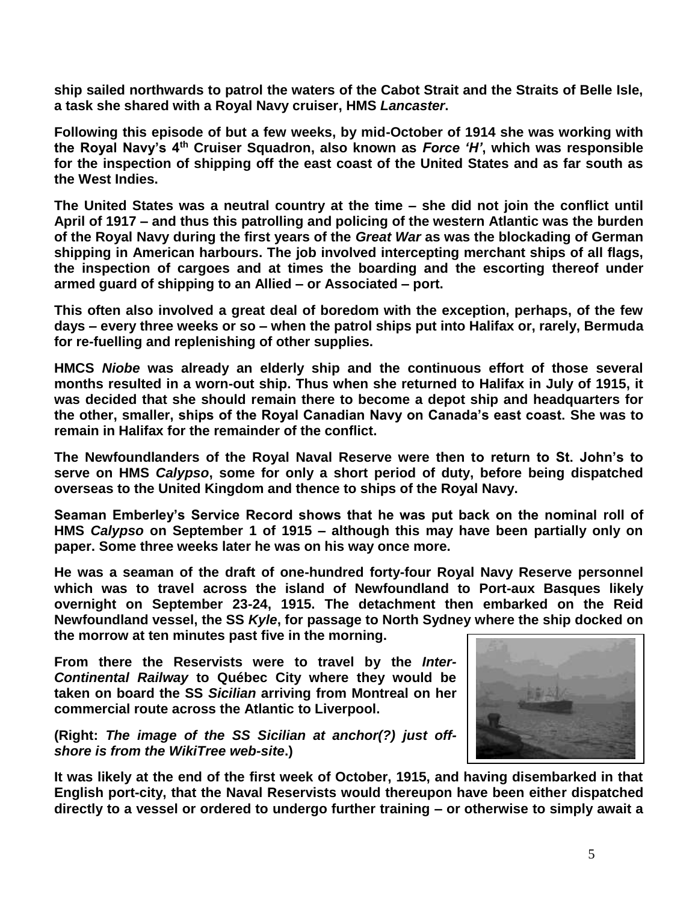**ship sailed northwards to patrol the waters of the Cabot Strait and the Straits of Belle Isle, a task she shared with a Royal Navy cruiser, HMS *Lancaster*.**

**Following this episode of but a few weeks, by mid-October of 1914 she was working with the Royal Navy's 4th Cruiser Squadron, also known as *Force 'H'*, which was responsible for the inspection of shipping off the east coast of the United States and as far south as the West Indies.**

**The United States was a neutral country at the time – she did not join the conflict until April of 1917 – and thus this patrolling and policing of the western Atlantic was the burden of the Royal Navy during the first years of the *Great War* as was the blockading of German shipping in American harbours. The job involved intercepting merchant ships of all flags, the inspection of cargoes and at times the boarding and the escorting thereof under armed guard of shipping to an Allied – or Associated – port.**

**This often also involved a great deal of boredom with the exception, perhaps, of the few days – every three weeks or so – when the patrol ships put into Halifax or, rarely, Bermuda for re-fuelling and replenishing of other supplies.**

**HMCS *Niobe* was already an elderly ship and the continuous effort of those several months resulted in a worn-out ship. Thus when she returned to Halifax in July of 1915, it was decided that she should remain there to become a depot ship and headquarters for the other, smaller, ships of the Royal Canadian Navy on Canada's east coast. She was to remain in Halifax for the remainder of the conflict.**

**The Newfoundlanders of the Royal Naval Reserve were then to return to St. John's to serve on HMS *Calypso*, some for only a short period of duty, before being dispatched overseas to the United Kingdom and thence to ships of the Royal Navy.**

**Seaman Emberley's Service Record shows that he was put back on the nominal roll of HMS *Calypso* on September 1 of 1915 – although this may have been partially only on paper. Some three weeks later he was on his way once more.**

**He was a seaman of the draft of one-hundred forty-four Royal Navy Reserve personnel which was to travel across the island of Newfoundland to Port-aux Basques likely overnight on September 23-24, 1915. The detachment then embarked on the Reid Newfoundland vessel, the SS *Kyle*, for passage to North Sydney where the ship docked on the morrow at ten minutes past five in the morning.**

**From there the Reservists were to travel by the *Inter-Continental Railway* to Québec City where they would be taken on board the SS *Sicilian* arriving from Montreal on her commercial route across the Atlantic to Liverpool.**

**(Right: *The image of the SS Sicilian at anchor(?) just off-shore is from the WikiTree web-site*.)**

**It was likely at the end of the first week of October, 1915, and having disembarked in that English port-city, that the Naval Reservists would thereupon have been either dispatched directly to a vessel or ordered to undergo further training – or otherwise to simply await a**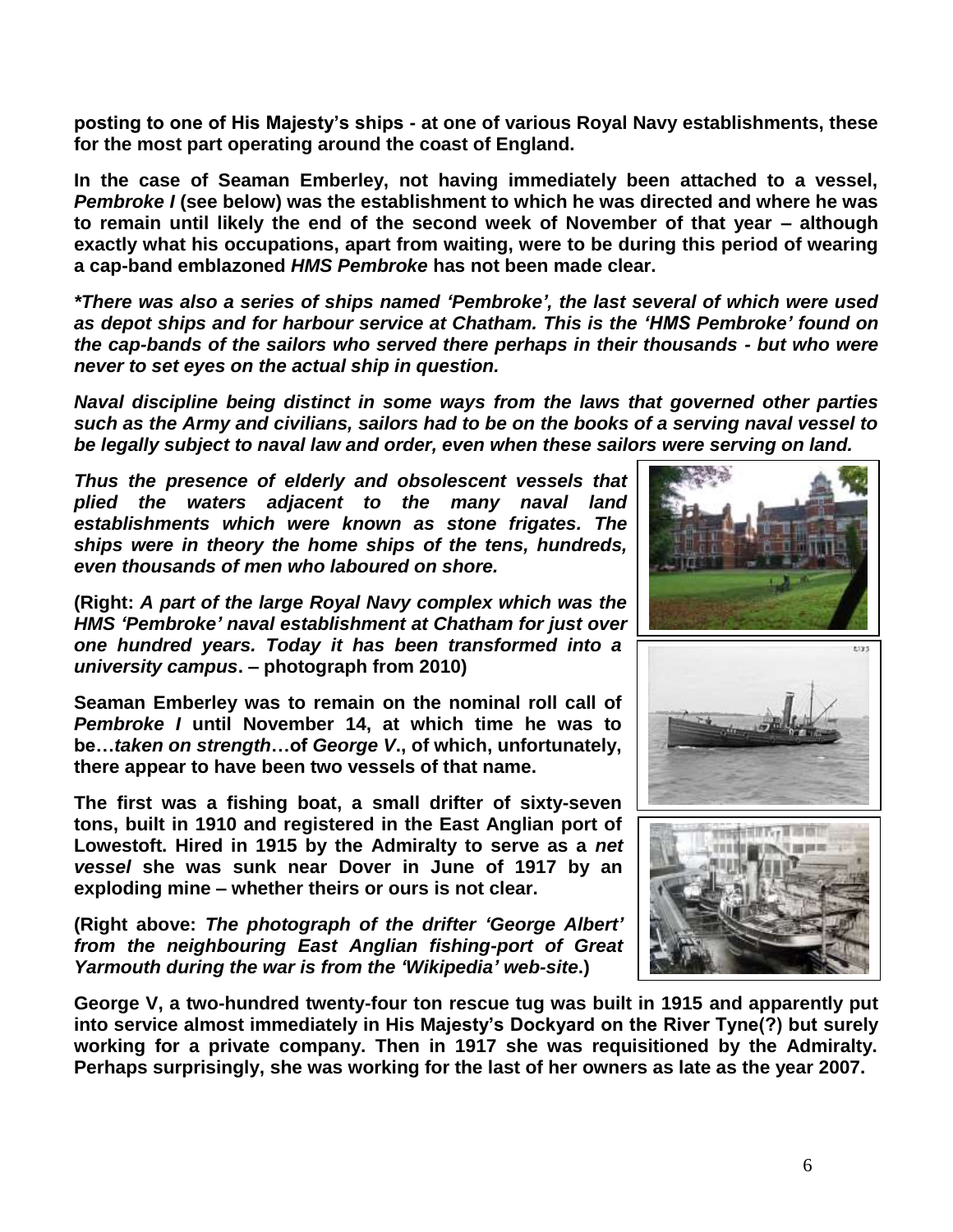**posting to one of His Majesty's ships - at one of various Royal Navy establishments, these for the most part operating around the coast of England.**

**In the case of Seaman Emberley, not having immediately been attached to a vessel, *Pembroke I* (see below) was the establishment to which he was directed and where he was to remain until likely the end of the second week of November of that year – although exactly what his occupations, apart from waiting, were to be during this period of wearing a cap-band emblazoned *HMS Pembroke* has not been made clear.**

***\*There was also a series of ships named 'Pembroke', the last several of which were used as depot ships and for harbour service at Chatham. This is the 'HMS Pembroke' found on the cap-bands of the sailors who served there perhaps in their thousands - but who were never to set eyes on the actual ship in question.***

***Naval discipline being distinct in some ways from the laws that governed other parties such as the Army and civilians, sailors had to be on the books of a serving naval vessel to be legally subject to naval law and order, even when these sailors were serving on land.***

***Thus the presence of elderly and obsolescent vessels that plied the waters adjacent to the many naval land establishments which were known as stone frigates. The ships were in theory the home ships of the tens, hundreds, even thousands of men who laboured on shore.***

**(Right: *A part of the large Royal Navy complex which was the HMS 'Pembroke' naval establishment at Chatham for just over one hundred years. Today it has been transformed into a university campus*. – photograph from 2010)**

**Seaman Emberley was to remain on the nominal roll call of *Pembroke I* until November 14, at which time he was to be…*taken on strength*…of *George V*., of which, unfortunately, there appear to have been two vessels of that name.**

**The first was a fishing boat, a small drifter of sixty-seven tons, built in 1910 and registered in the East Anglian port of Lowestoft. Hired in 1915 by the Admiralty to serve as a *net vessel* she was sunk near Dover in June of 1917 by an exploding mine – whether theirs or ours is not clear.**

**(Right above: *The photograph of the drifter 'George Albert' from the neighbouring East Anglian fishing-port of Great Yarmouth during the war is from the 'Wikipedia' web-site*.)**

**George V, a two-hundred twenty-four ton rescue tug was built in 1915 and apparently put into service almost immediately in His Majesty's Dockyard on the River Tyne(?) but surely working for a private company. Then in 1917 she was requisitioned by the Admiralty. Perhaps surprisingly, she was working for the last of her owners as late as the year 2007.**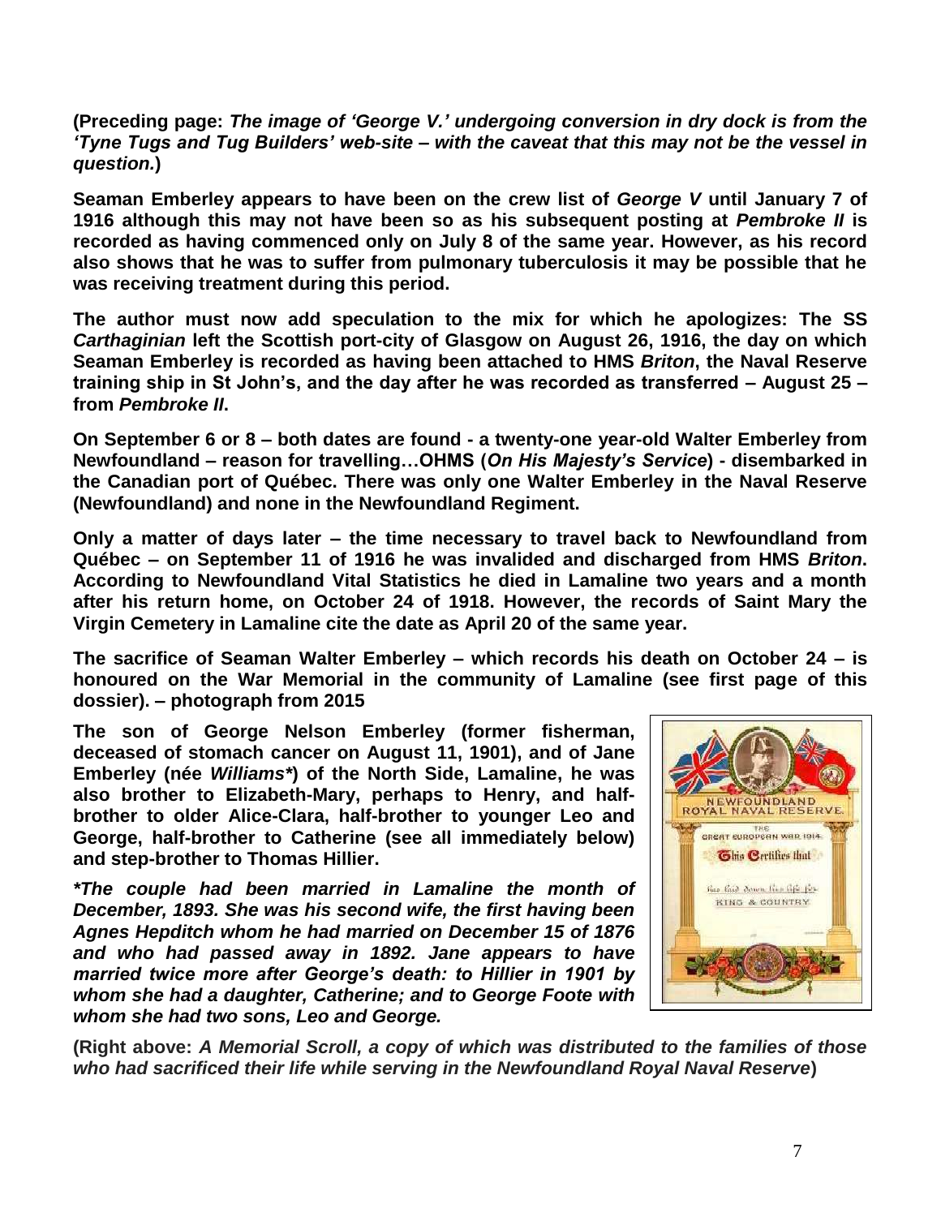**(Preceding page: *The image of 'George V.' undergoing conversion in dry dock is from the 'Tyne Tugs and Tug Builders' web-site – with the caveat that this may not be the vessel in question.*)**

**Seaman Emberley appears to have been on the crew list of *George V* until January 7 of 1916 although this may not have been so as his subsequent posting at *Pembroke II* is recorded as having commenced only on July 8 of the same year. However, as his record also shows that he was to suffer from pulmonary tuberculosis it may be possible that he was receiving treatment during this period.**

**The author must now add speculation to the mix for which he apologizes: The SS *Carthaginian* left the Scottish port-city of Glasgow on August 26, 1916, the day on which Seaman Emberley is recorded as having been attached to HMS *Briton*, the Naval Reserve training ship in St John's, and the day after he was recorded as transferred – August 25 – from *Pembroke II*.**

**On September 6 or 8 – both dates are found - a twenty-one year-old Walter Emberley from Newfoundland – reason for travelling…OHMS (*On His Majesty's Service*) - disembarked in the Canadian port of Québec. There was only one Walter Emberley in the Naval Reserve (Newfoundland) and none in the Newfoundland Regiment.**

**Only a matter of days later – the time necessary to travel back to Newfoundland from Québec – on September 11 of 1916 he was invalided and discharged from HMS *Briton*. According to Newfoundland Vital Statistics he died in Lamaline two years and a month after his return home, on October 24 of 1918. However, the records of Saint Mary the Virgin Cemetery in Lamaline cite the date as April 20 of the same year.**

**The sacrifice of Seaman Walter Emberley – which records his death on October 24 – is honoured on the War Memorial in the community of Lamaline (see first page of this dossier). – photograph from 2015**

**The son of George Nelson Emberley (former fisherman, deceased of stomach cancer on August 11, 1901), and of Jane Emberley (née *Williams**) of the North Side, Lamaline, he was also brother to Elizabeth-Mary, perhaps to Henry, and half-brother to older Alice-Clara, half-brother to younger Leo and George, half-brother to Catherine (see all immediately below) and step-brother to Thomas Hillier.**

***\*The couple had been married in Lamaline the month of December, 1893. She was his second wife, the first having been Agnes Hepditch whom he had married on December 15 of 1876 and who had passed away in 1892. Jane appears to have married twice more after George's death: to Hillier in 1901 by whom she had a daughter, Catherine; and to George Foote with whom she had two sons, Leo and George.***

**(Right above: *A Memorial Scroll, a copy of which was distributed to the families of those who had sacrificed their life while serving in the Newfoundland Royal Naval Reserve*)**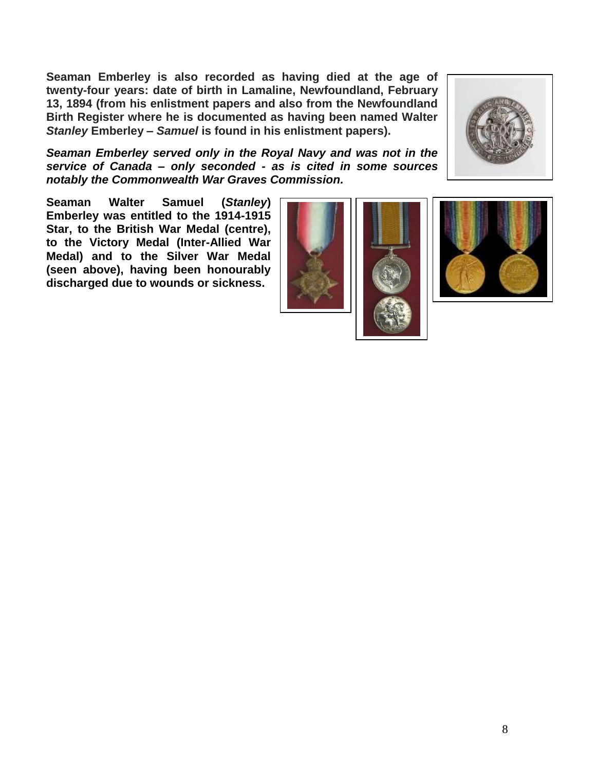**Seaman Emberley is also recorded as having died at the age of twenty-four years: date of birth in Lamaline, Newfoundland, February 13, 1894 (from his enlistment papers and also from the Newfoundland Birth Register where he is documented as having been named Walter *Stanley* Emberley – *Samuel* is found in his enlistment papers).**

***Seaman Emberley served only in the Royal Navy and was not in the service of Canada – only seconded - as is cited in some sources notably the Commonwealth War Graves Commission.***

**Seaman Walter Samuel (*Stanley*) Emberley was entitled to the 1914-1915 Star, to the British War Medal (centre), to the Victory Medal (Inter-Allied War Medal) and to the Silver War Medal (seen above), having been honourably discharged due to wounds or sickness.**